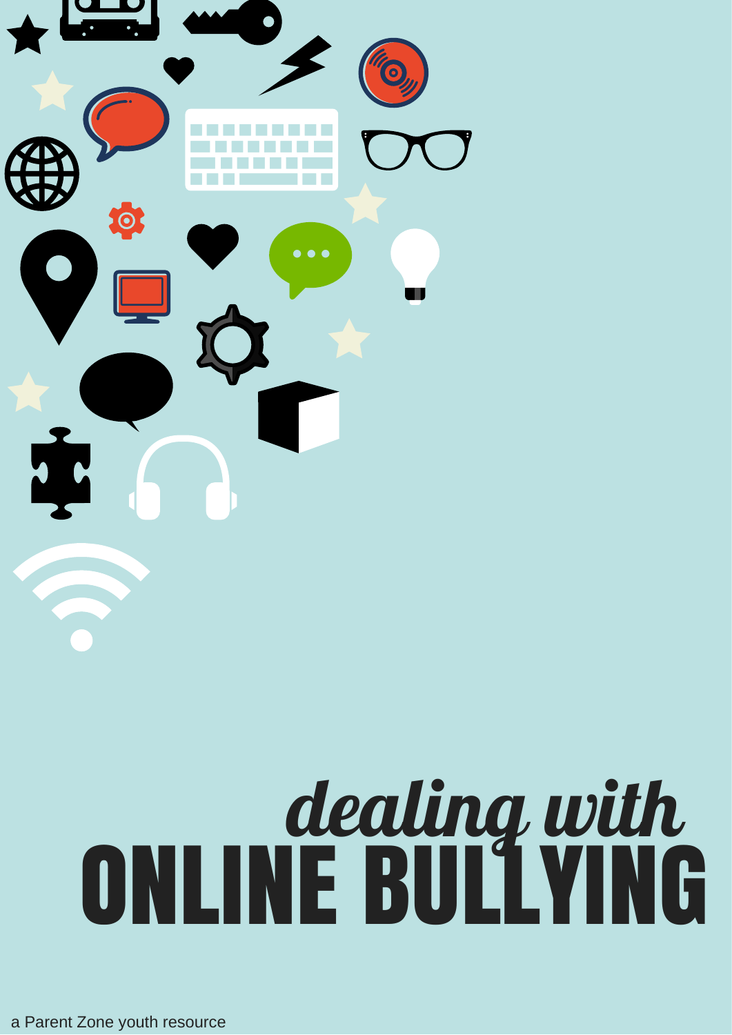# *dealing with* ONLINE BULLYING

a Parent Zone youth resource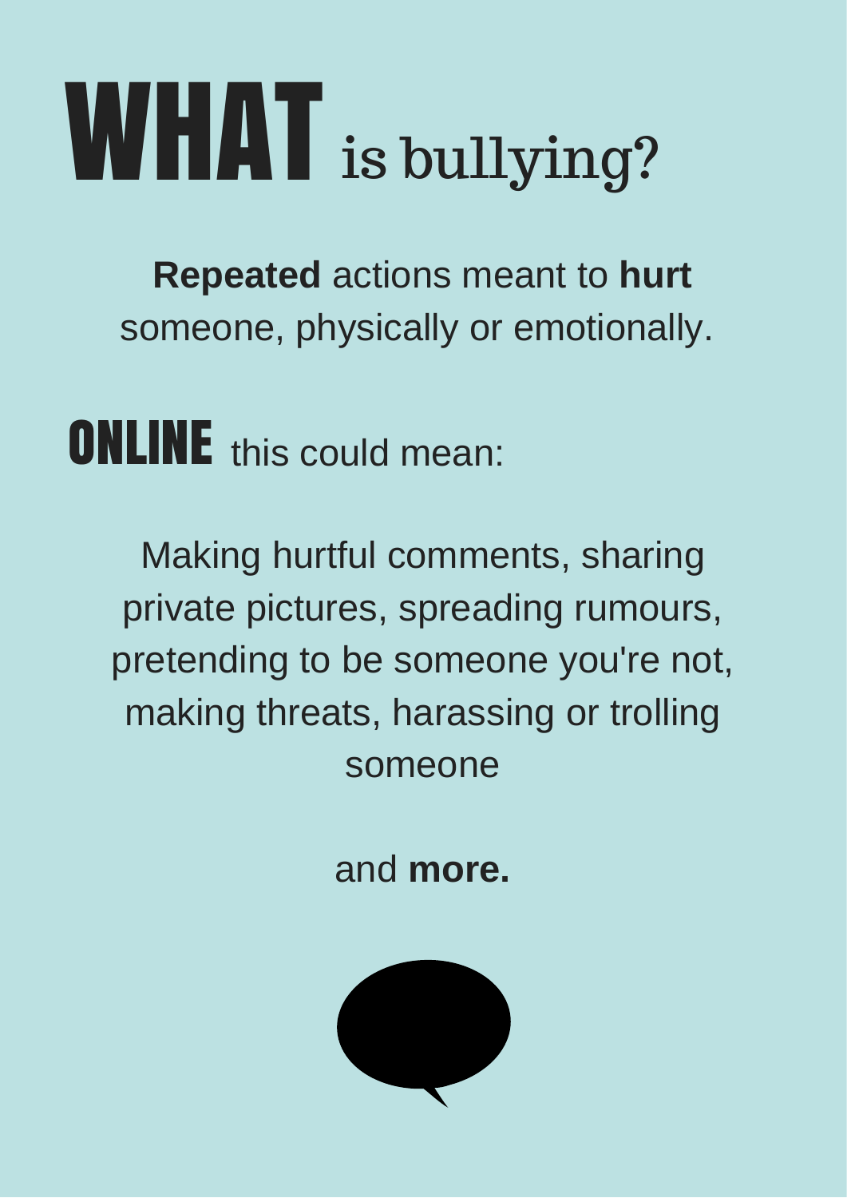# WHAT is bullying?

**Repeated** actions meant to **hurt** someone, physically or emotionally.

## ONLINE this could mean:

Making hurtful comments, sharing private pictures, spreading rumours, pretending to be someone you're not, making threats, harassing or trolling someone

and **more.**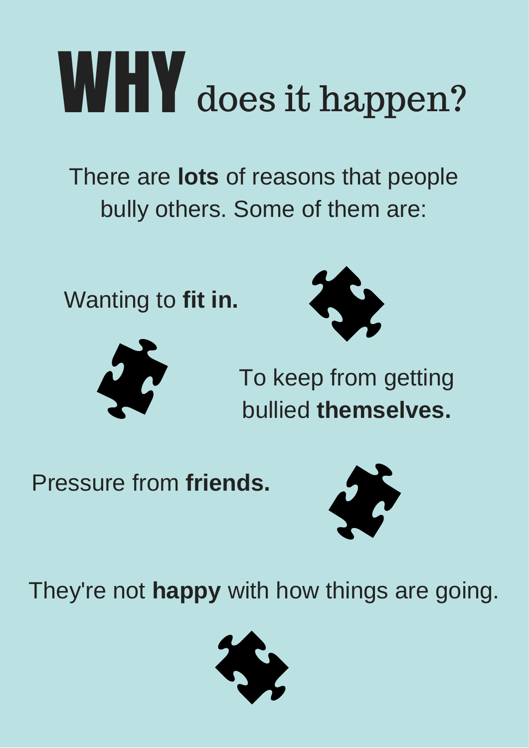# WHY does it happen?

There are **lots** of reasons that people bully others. Some of them are:

Wanting to **fit in.**

To keep from getting bullied **themselves.**

Pressure from **friends.**

They're not **happy** with how things are going.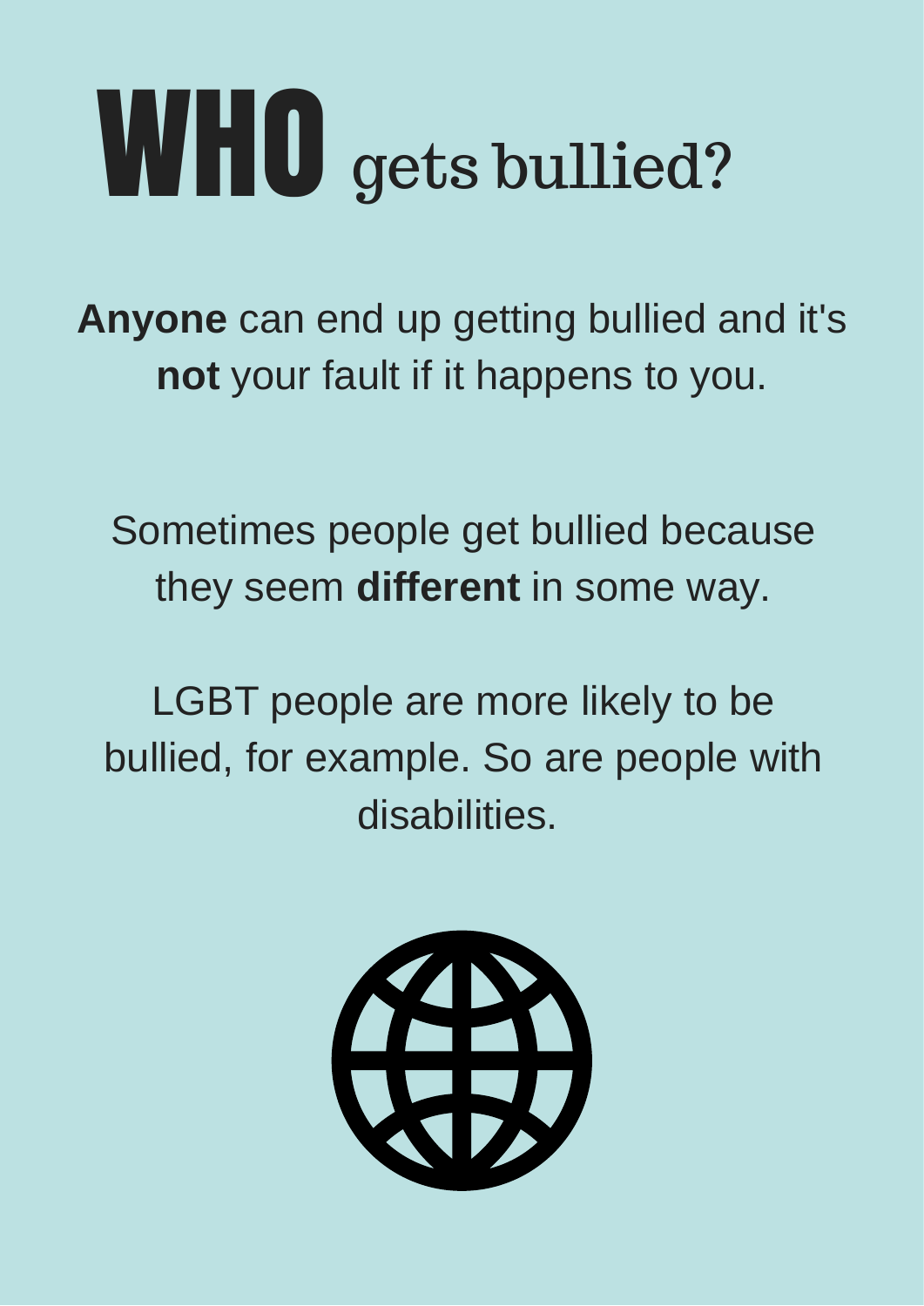# WHO gets bullied?

**Anyone** can end up getting bullied and it's **not** your fault if it happens to you.

Sometimes people get bullied because they seem **different** in some way.

LGBT people are more likely to be bullied, for example. So are people with disabilities.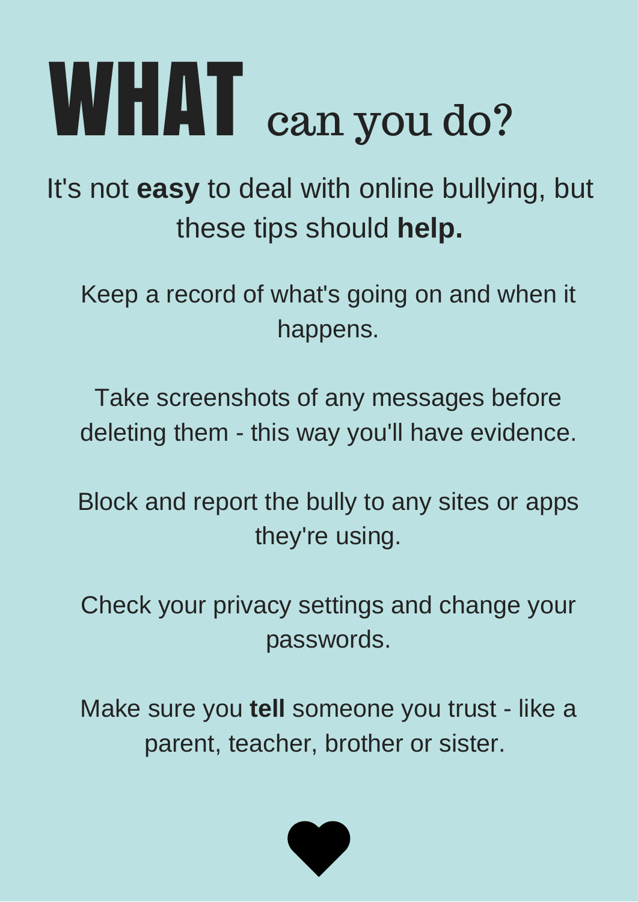# WHAT can you do?

It's not **easy** to deal with online bullying, but these tips should **help.**

Keep a record of what's going on and when it happens.

Take screenshots of any messages before deleting them - this way you'll have evidence.

Block and report the bully to any sites or apps they're using.

Check your privacy settings and change your passwords.

Make sure you **tell** someone you trust - like a parent, teacher, brother or sister.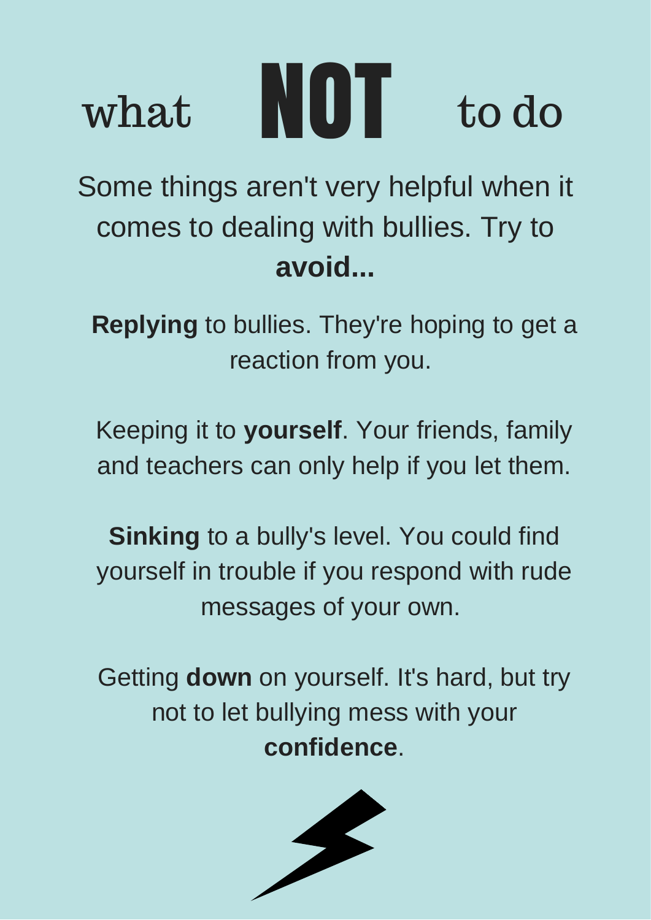# what **NOT** to do

Some things aren't very helpful when it comes to dealing with bullies. Try to **avoid...**

**Replying** to bullies. They're hoping to get a reaction from you.

Keeping it to **yourself**. Your friends, family and teachers can only help if you let them.

**Sinking** to a bully's level. You could find yourself in trouble if you respond with rude messages of your own.

Getting **down** on yourself. It's hard, but try not to let bullying mess with your **confidence**.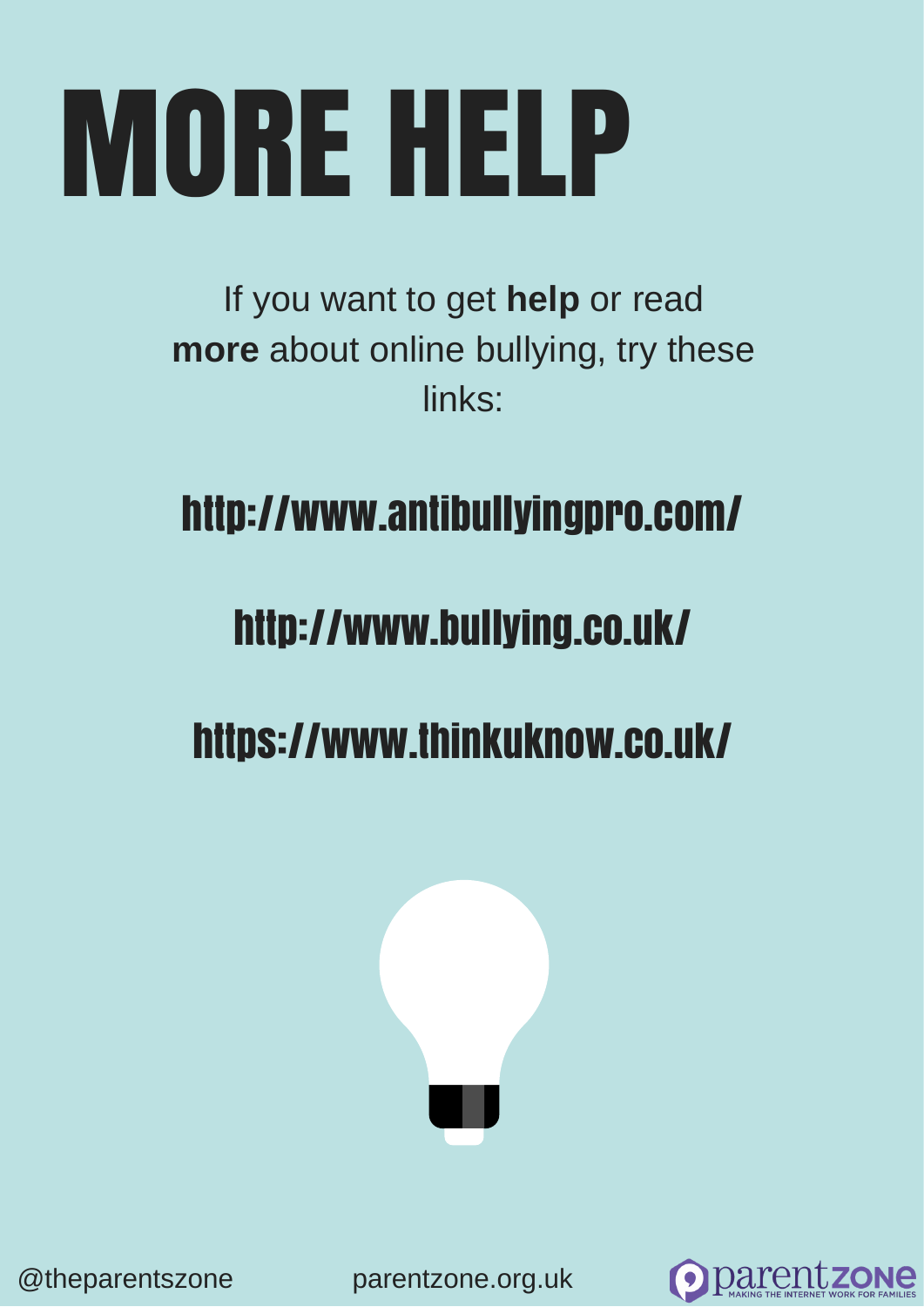# MORE HELP

If you want to get **help** or read **more** about online bullying, try these links:

http://www.antibullyingpro.com/

http://www.bullying.co.uk/

https://www.thinkuknow.co.uk/

@theparentszone

parentzone.org.uk